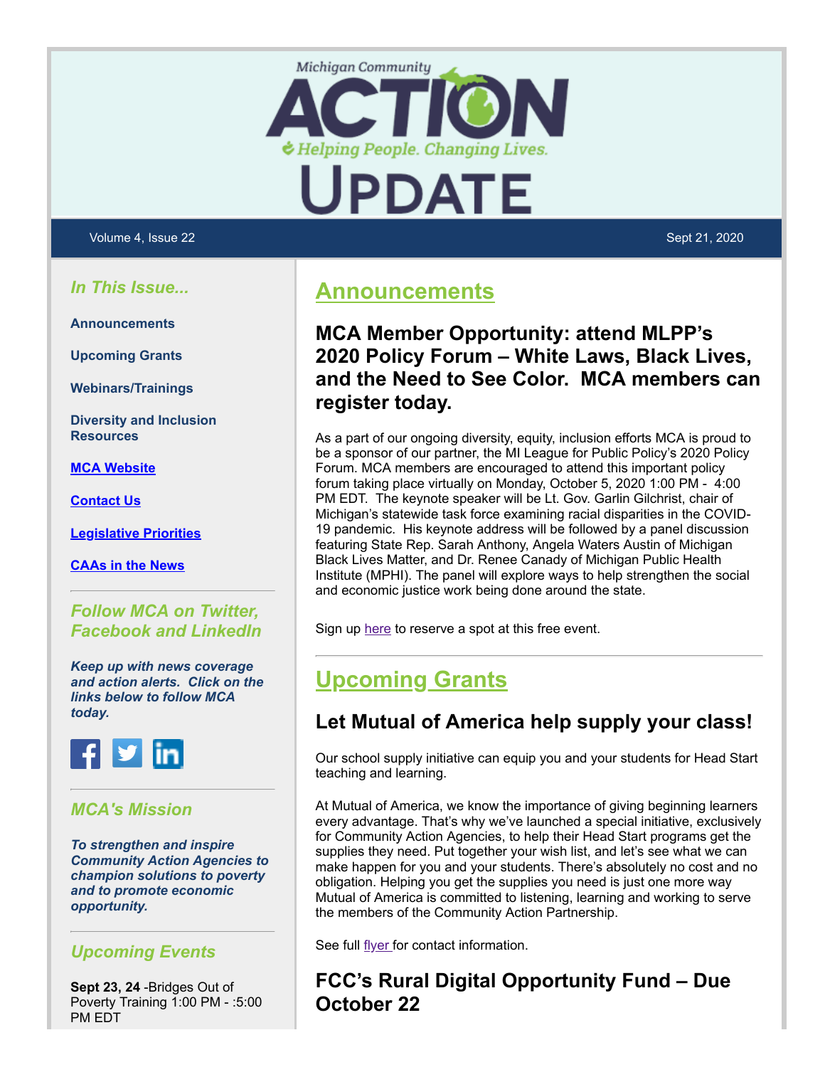Michigan Community

# ACTION

Helping People. Changing Lives.

# UPDATE

Volume 4, Issue 22 Sept 21, 2020

## Announcements

### MCA Member Opportunity: attend MLPP's 2020 Policy Forum – White Laws, Black Lives, and the Need to See Color. MCA members can register today.

As a part of our ongoing diversity, equity, inclusion efforts MCA is proud to be a sponsor of our partner, the MI League for Public Policy's 2020 Policy Forum. MCA members are encouraged to attend this important policy forum taking place virtually on Monday, October 5, 2020 1:00 PM - 4:00 PM EDT. The keynote speaker will be Lt. Gov. Garlin Gilchrist, chair of Michigan's statewide task force examining racial disparities in the COVID-19 pandemic. His keynote address will be followed by a panel discussion featuring State Rep. Sarah Anthony, Angela Waters Austin of Michigan Black Lives Matter, and Dr. Renee Canady of Michigan Public Health Institute (MPHI). The panel will explore ways to help strengthen the social and economic justice work being done around the state.

Sign up here to reserve a spot at this free event.

## Upcoming Grants

### Let Mutual of America help supply your class!

Our school supply initiative can equip you and your students for Head Start teaching and learning.

At Mutual of America, we know the importance of giving beginning learners every advantage. That's why we've launched a special initiative, exclusively for Community Action Agencies, to help their Head Start programs get the supplies they need. Put together your wish list, and let's see what we can make happen for you and your students. There's absolutely no cost and no obligation. Helping you get the supplies you need is just one more way Mutual of America is committed to listening, learning and working to serve the members of the Community Action Partnership.

See full flyer for contact information.

### FCC's Rural Digital Opportunity Fund – Due October 22

## *In This Issue...*

- **Announcements**
- **Upcoming Grants**
- **Webinars/Trainings**
- **Diversity and Inclusion Resources**
- **MCA Website**
- **Contact Us**
- **Legislative Priorities**
- **CAAs in the News**

## *Follow MCA on Twitter, Facebook and LinkedIn*

***Keep up with news coverage and action alerts. Click on the links below to follow MCA today.***

## *MCA's Mission*

***To strengthen and inspire Community Action Agencies to champion solutions to poverty and to promote economic opportunity.***

## *Upcoming Events*

**Sept 23, 24** -Bridges Out of Poverty Training 1:00 PM - :5:00 PM EDT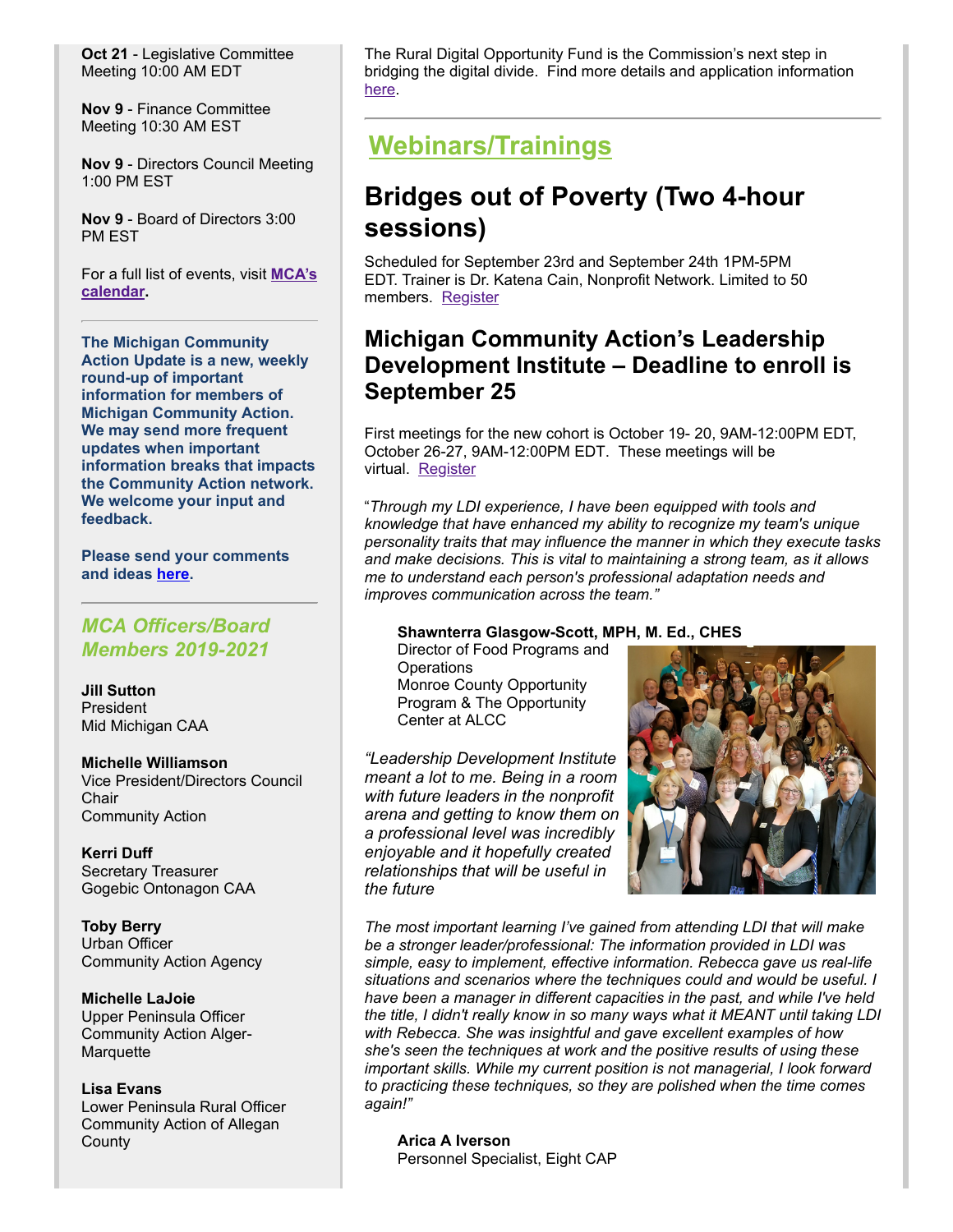**Oct 21** - Legislative Committee Meeting 10:00 AM EDT

**Nov 9** - Finance Committee Meeting 10:30 AM EST

**Nov 9** - Directors Council Meeting 1:00 PM EST

**Nov 9** - Board of Directors 3:00 PM EST

For a full list of events, visit **MCA's calendar**.

---

**The Michigan Community Action Update is a new, weekly round-up of important information for members of Michigan Community Action. We may send more frequent updates when important information breaks that impacts the Community Action network. We welcome your input and feedback.**

**Please send your comments and ideas here.**

---

## *MCA Officers/Board Members 2019-2021*

**Jill Sutton**
President
Mid Michigan CAA

**Michelle Williamson**
Vice President/Directors Council Chair
Community Action

**Kerri Duff**
Secretary Treasurer
Gogebic Ontonagon CAA

**Toby Berry**
Urban Officer
Community Action Agency

**Michelle LaJoie**
Upper Peninsula Officer
Community Action Alger-Marquette

**Lisa Evans**
Lower Peninsula Rural Officer
Community Action of Allegan County

The Rural Digital Opportunity Fund is the Commission's next step in bridging the digital divide. Find more details and application information here.

---

## Webinars/Trainings

## Bridges out of Poverty (Two 4-hour sessions)

Scheduled for September 23rd and September 24th 1PM-5PM EDT. Trainer is Dr. Katena Cain, Nonprofit Network. Limited to 50 members. Register

## Michigan Community Action's Leadership Development Institute – Deadline to enroll is September 25

First meetings for the new cohort is October 19- 20, 9AM-12:00PM EDT, October 26-27, 9AM-12:00PM EDT. These meetings will be virtual. Register

"*Through my LDI experience, I have been equipped with tools and knowledge that have enhanced my ability to recognize my team's unique personality traits that may influence the manner in which they execute tasks and make decisions. This is vital to maintaining a strong team, as it allows me to understand each person's professional adaptation needs and improves communication across the team."*

**Shawnterra Glasgow-Scott, MPH, M. Ed., CHES**
Director of Food Programs and Operations
Monroe County Opportunity Program & The Opportunity Center at ALCC

*"Leadership Development Institute meant a lot to me. Being in a room with future leaders in the nonprofit arena and getting to know them on a professional level was incredibly enjoyable and it hopefully created relationships that will be useful in the future*

*The most important learning I've gained from attending LDI that will make be a stronger leader/professional: The information provided in LDI was simple, easy to implement, effective information. Rebecca gave us real-life situations and scenarios where the techniques could and would be useful. I have been a manager in different capacities in the past, and while I've held the title, I didn't really know in so many ways what it MEANT until taking LDI with Rebecca. She was insightful and gave excellent examples of how she's seen the techniques at work and the positive results of using these important skills. While my current position is not managerial, I look forward to practicing these techniques, so they are polished when the time comes again!"*

**Arica A Iverson**
Personnel Specialist, Eight CAP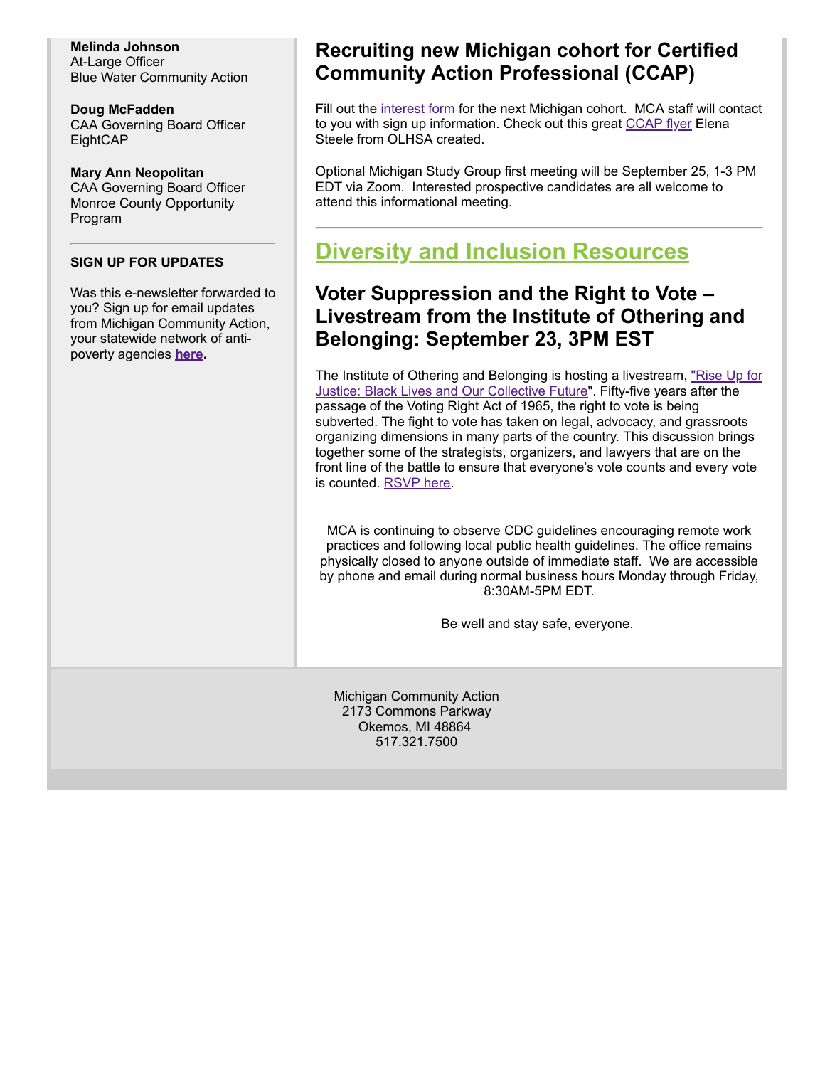**Melinda Johnson**
At-Large Officer
Blue Water Community Action

**Doug McFadden**
CAA Governing Board Officer
EightCAP

**Mary Ann Neopolitan**
CAA Governing Board Officer
Monroe County Opportunity Program

**SIGN UP FOR UPDATES**

Was this e-newsletter forwarded to you? Sign up for email updates from Michigan Community Action, your statewide network of anti-poverty agencies **here**.

## Recruiting new Michigan cohort for Certified Community Action Professional (CCAP)

Fill out the interest form for the next Michigan cohort. MCA staff will contact to you with sign up information. Check out this great CCAP flyer Elena Steele from OLHSA created.

Optional Michigan Study Group first meeting will be September 25, 1-3 PM EDT via Zoom. Interested prospective candidates are all welcome to attend this informational meeting.

---

# Diversity and Inclusion Resources

## Voter Suppression and the Right to Vote – Livestream from the Institute of Othering and Belonging: September 23, 3PM EST

The Institute of Othering and Belonging is hosting a livestream, "Rise Up for Justice: Black Lives and Our Collective Future". Fifty-five years after the passage of the Voting Right Act of 1965, the right to vote is being subverted. The fight to vote has taken on legal, advocacy, and grassroots organizing dimensions in many parts of the country. This discussion brings together some of the strategists, organizers, and lawyers that are on the front line of the battle to ensure that everyone's vote counts and every vote is counted. RSVP here.

MCA is continuing to observe CDC guidelines encouraging remote work practices and following local public health guidelines. The office remains physically closed to anyone outside of immediate staff. We are accessible by phone and email during normal business hours Monday through Friday, 8:30AM-5PM EDT.

Be well and stay safe, everyone.

Michigan Community Action
2173 Commons Parkway
Okemos, MI 48864
517.321.7500